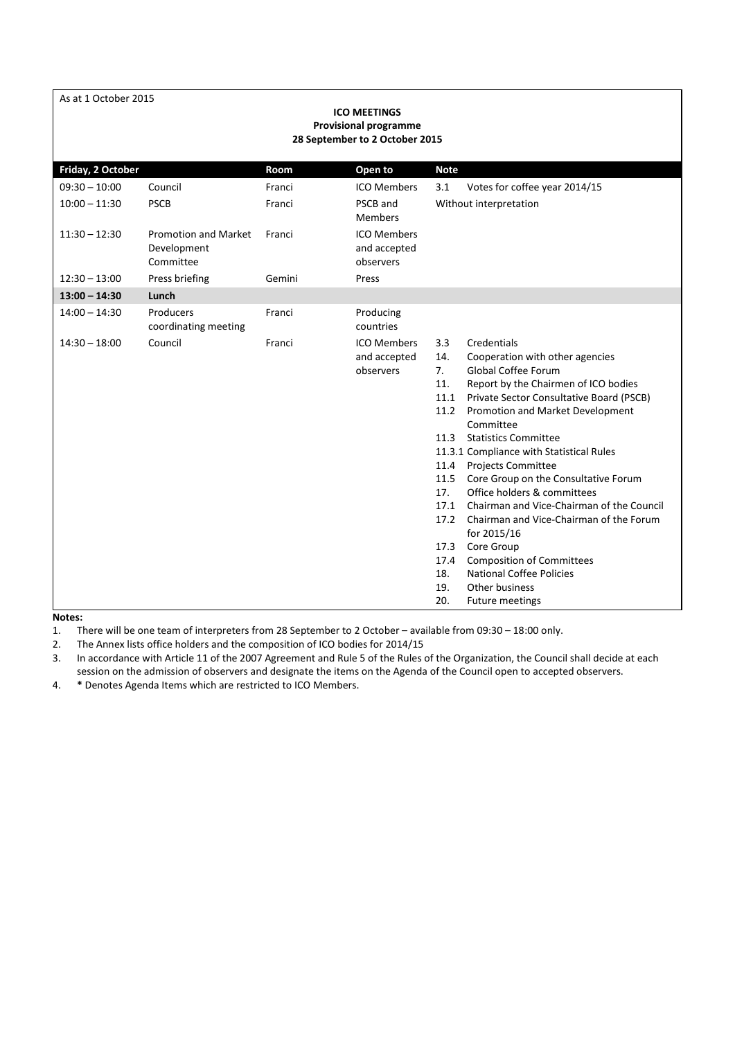As at 1 October 2015

**ICO MEETINGS**
**Provisional programme**
**28 September to 2 October 2015**

| Friday, 2 October | | Room | Open to | Note |
|---|---|---|---|---|
| 09:30 – 10:00 | Council | Franci | ICO Members | 3.1 Votes for coffee year 2014/15 |
| 10:00 – 11:30 | PSCB | Franci | PSCB and Members | Without interpretation |
| 11:30 – 12:30 | Promotion and Market Development Committee | Franci | ICO Members and accepted observers | |
| 12:30 – 13:00 | Press briefing | Gemini | Press | |
| **13:00 – 14:30** | **Lunch** | | | |
| 14:00 – 14:30 | Producers coordinating meeting | Franci | Producing countries | |
| 14:30 – 18:00 | Council | Franci | ICO Members and accepted observers | 3.3 Credentials<br>14. Cooperation with other agencies<br>7. Global Coffee Forum<br>11. Report by the Chairmen of ICO bodies<br>11.1 Private Sector Consultative Board (PSCB)<br>11.2 Promotion and Market Development Committee<br>11.3 Statistics Committee<br>11.3.1 Compliance with Statistical Rules<br>11.4 Projects Committee<br>11.5 Core Group on the Consultative Forum<br>17. Office holders & committees<br>17.1 Chairman and Vice-Chairman of the Council<br>17.2 Chairman and Vice-Chairman of the Forum for 2015/16<br>17.3 Core Group<br>17.4 Composition of Committees<br>18. National Coffee Policies<br>19. Other business<br>20. Future meetings |

**Notes:**

1. There will be one team of interpreters from 28 September to 2 October – available from 09:30 – 18:00 only.
2. The Annex lists office holders and the composition of ICO bodies for 2014/15
3. In accordance with Article 11 of the 2007 Agreement and Rule 5 of the Rules of the Organization, the Council shall decide at each session on the admission of observers and designate the items on the Agenda of the Council open to accepted observers.
4. **\*** Denotes Agenda Items which are restricted to ICO Members.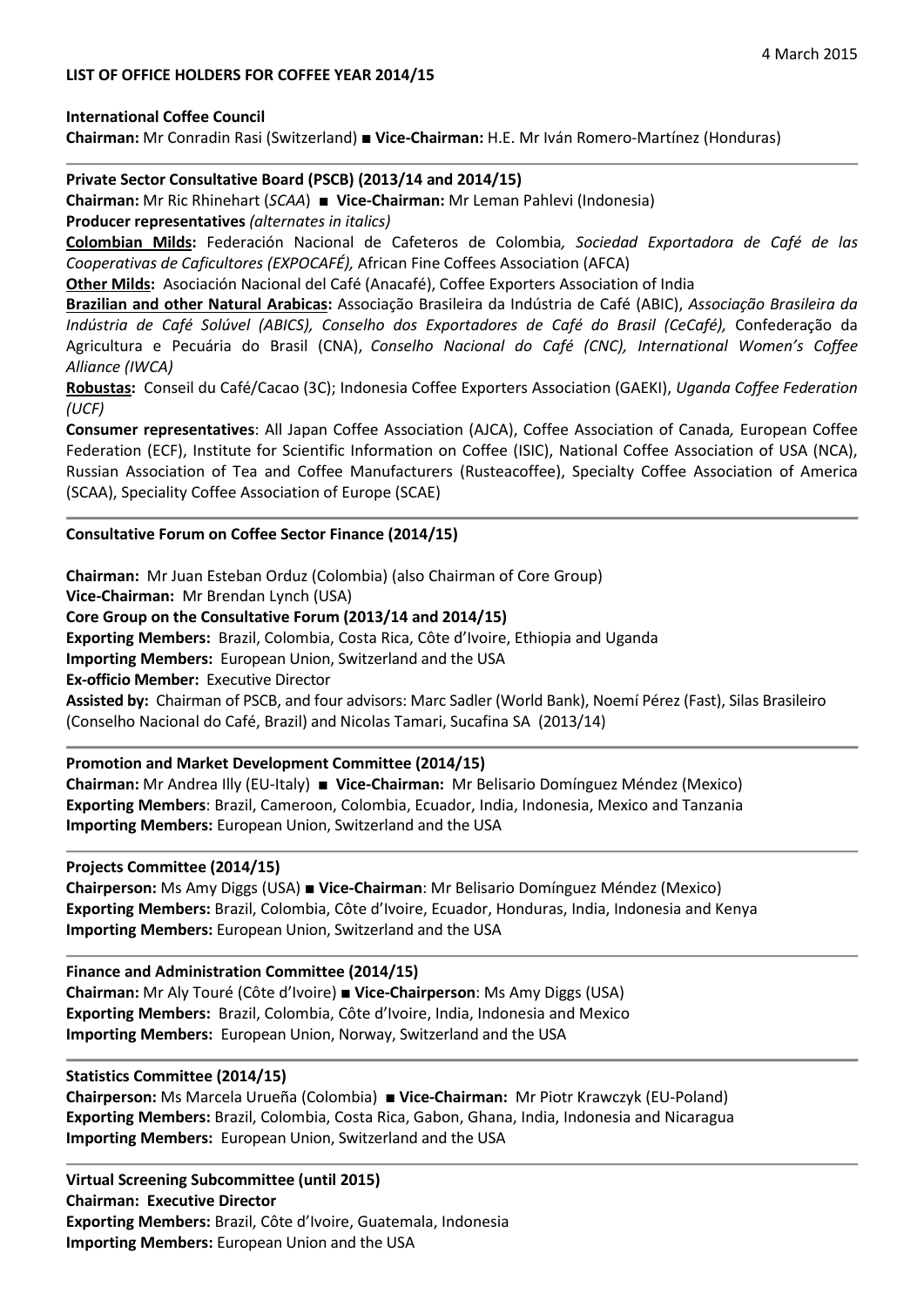4 March 2015

**LIST OF OFFICE HOLDERS FOR COFFEE YEAR 2014/15**

**International Coffee Council**

**Chairman:** Mr Conradin Rasi (Switzerland) ■ **Vice-Chairman:** H.E. Mr Iván Romero-Martínez (Honduras)

---

**Private Sector Consultative Board (PSCB) (2013/14 and 2014/15)**

**Chairman:** Mr Ric Rhinehart (*SCAA*) ■ **Vice-Chairman:** Mr Leman Pahlevi (Indonesia)

**Producer representatives** *(alternates in italics)*

**Colombian Milds:** Federación Nacional de Cafeteros de Colombia*, Sociedad Exportadora de Café de las Cooperativas de Caficultores (EXPOCAFÉ),* African Fine Coffees Association (AFCA)

**Other Milds:** Asociación Nacional del Café (Anacafé), Coffee Exporters Association of India

**Brazilian and other Natural Arabicas:** Associação Brasileira da Indústria de Café (ABIC), *Associação Brasileira da Indústria de Café Solúvel (ABICS), Conselho dos Exportadores de Café do Brasil (CeCafé),* Confederação da Agricultura e Pecuária do Brasil (CNA), *Conselho Nacional do Café (CNC), International Women's Coffee Alliance (IWCA)*

**Robustas:** Conseil du Café/Cacao (3C); Indonesia Coffee Exporters Association (GAEKI), *Uganda Coffee Federation (UCF)*

**Consumer representatives**: All Japan Coffee Association (AJCA), Coffee Association of Canada*,* European Coffee Federation (ECF), Institute for Scientific Information on Coffee (ISIC), National Coffee Association of USA (NCA), Russian Association of Tea and Coffee Manufacturers (Rusteacoffee), Specialty Coffee Association of America (SCAA), Speciality Coffee Association of Europe (SCAE)

---

**Consultative Forum on Coffee Sector Finance (2014/15)**

**Chairman:** Mr Juan Esteban Orduz (Colombia) (also Chairman of Core Group)

**Vice-Chairman:** Mr Brendan Lynch (USA)

**Core Group on the Consultative Forum (2013/14 and 2014/15)**

**Exporting Members:** Brazil, Colombia, Costa Rica, Côte d'Ivoire, Ethiopia and Uganda

**Importing Members:** European Union, Switzerland and the USA

**Ex-officio Member:** Executive Director

**Assisted by:** Chairman of PSCB, and four advisors: Marc Sadler (World Bank), Noemí Pérez (Fast), Silas Brasileiro (Conselho Nacional do Café, Brazil) and Nicolas Tamari, Sucafina SA (2013/14)

---

**Promotion and Market Development Committee (2014/15)**

**Chairman:** Mr Andrea Illy (EU-Italy) ■ **Vice-Chairman:** Mr Belisario Domínguez Méndez (Mexico)

**Exporting Members**: Brazil, Cameroon, Colombia, Ecuador, India, Indonesia, Mexico and Tanzania

**Importing Members:** European Union, Switzerland and the USA

---

**Projects Committee (2014/15)**

**Chairperson:** Ms Amy Diggs (USA) ■ **Vice-Chairman**: Mr Belisario Domínguez Méndez (Mexico)

**Exporting Members:** Brazil, Colombia, Côte d'Ivoire, Ecuador, Honduras, India, Indonesia and Kenya

**Importing Members:** European Union, Switzerland and the USA

---

**Finance and Administration Committee (2014/15)**

**Chairman:** Mr Aly Touré (Côte d'Ivoire) ■ **Vice-Chairperson**: Ms Amy Diggs (USA)

**Exporting Members:** Brazil, Colombia, Côte d'Ivoire, India, Indonesia and Mexico

**Importing Members:** European Union, Norway, Switzerland and the USA

---

**Statistics Committee (2014/15)**

**Chairperson:** Ms Marcela Urueña (Colombia) ■ **Vice-Chairman:** Mr Piotr Krawczyk (EU-Poland)

**Exporting Members:** Brazil, Colombia, Costa Rica, Gabon, Ghana, India, Indonesia and Nicaragua

**Importing Members:** European Union, Switzerland and the USA

---

**Virtual Screening Subcommittee (until 2015)**

**Chairman: Executive Director**

**Exporting Members:** Brazil, Côte d'Ivoire, Guatemala, Indonesia

**Importing Members:** European Union and the USA